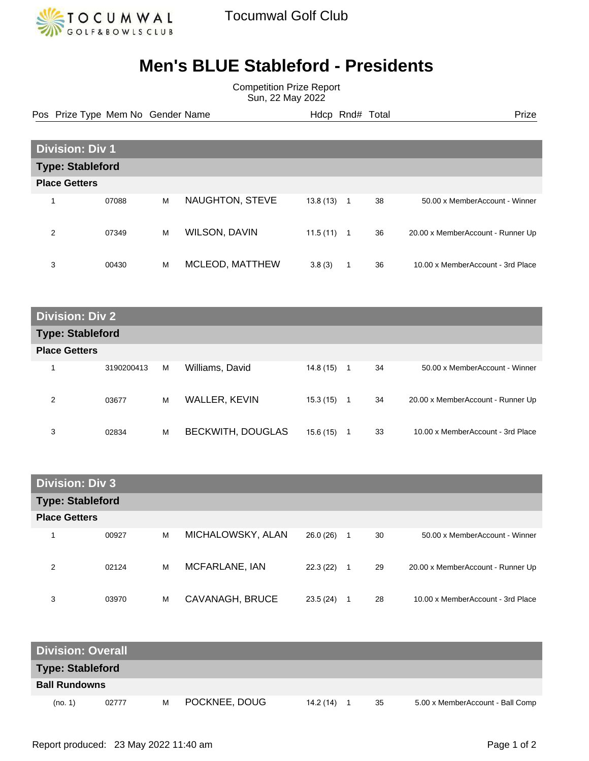Tocumwal Golf Club

# Men's BLUE Stableford - Presidents

Competition Prize Report
Sun, 22 May 2022

| Pos | Prize Type | Mem No | Gender | Name | Hdcp | Rnd# | Total | Prize |
|---|---|---|---|---|---|---|---|---|
| **Division: Div 1** | | | | | | | | |
| **Type: Stableford** | | | | | | | | |
| **Place Getters** | | | | | | | | |
| 1 | | 07088 | M | NAUGHTON, STEVE | 13.8 (13) | 1 | 38 | 50.00 x MemberAccount - Winner |
| 2 | | 07349 | M | WILSON, DAVIN | 11.5 (11) | 1 | 36 | 20.00 x MemberAccount - Runner Up |
| 3 | | 00430 | M | MCLEOD, MATTHEW | 3.8 (3) | 1 | 36 | 10.00 x MemberAccount - 3rd Place |
| **Division: Div 2** | | | | | | | | |
| **Type: Stableford** | | | | | | | | |
| **Place Getters** | | | | | | | | |
| 1 | | 3190200413 | M | Williams, David | 14.8 (15) | 1 | 34 | 50.00 x MemberAccount - Winner |
| 2 | | 03677 | M | WALLER, KEVIN | 15.3 (15) | 1 | 34 | 20.00 x MemberAccount - Runner Up |
| 3 | | 02834 | M | BECKWITH, DOUGLAS | 15.6 (15) | 1 | 33 | 10.00 x MemberAccount - 3rd Place |
| **Division: Div 3** | | | | | | | | |
| **Type: Stableford** | | | | | | | | |
| **Place Getters** | | | | | | | | |
| 1 | | 00927 | M | MICHALOWSKY, ALAN | 26.0 (26) | 1 | 30 | 50.00 x MemberAccount - Winner |
| 2 | | 02124 | M | MCFARLANE, IAN | 22.3 (22) | 1 | 29 | 20.00 x MemberAccount - Runner Up |
| 3 | | 03970 | M | CAVANAGH, BRUCE | 23.5 (24) | 1 | 28 | 10.00 x MemberAccount - 3rd Place |
| **Division: Overall** | | | | | | | | |
| **Type: Stableford** | | | | | | | | |
| **Ball Rundowns** | | | | | | | | |
| (no. 1) | | 02777 | M | POCKNEE, DOUG | 14.2 (14) | 1 | 35 | 5.00 x MemberAccount - Ball Comp |

Report produced: 23 May 2022 11:40 am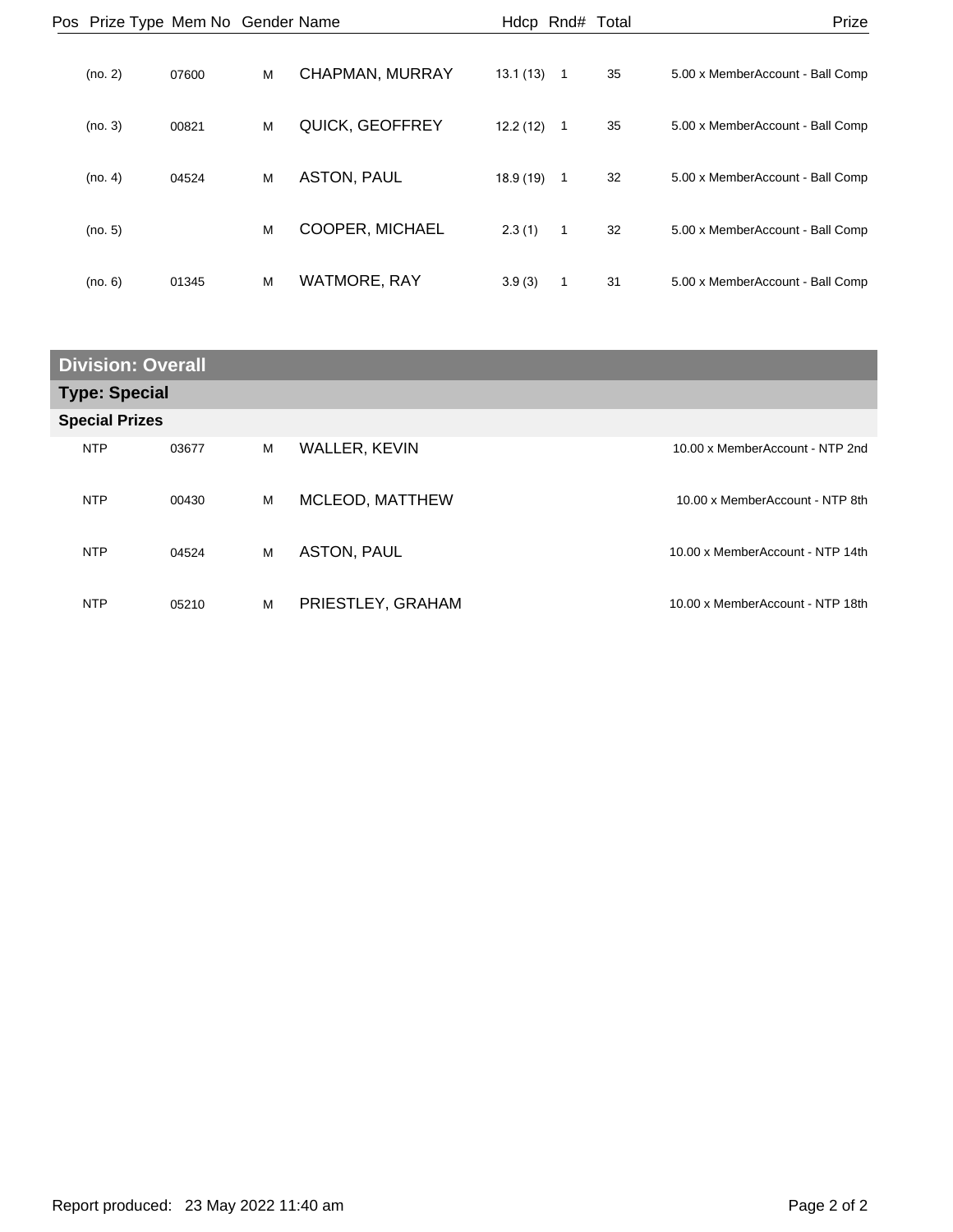| Pos | Prize Type | Mem No | Gender | Name | Hdcp | Rnd# | Total | Prize |
|---|---|---|---|---|---|---|---|---|
| | (no. 2) | 07600 | M | CHAPMAN, MURRAY | 13.1 (13) | 1 | 35 | 5.00 x MemberAccount - Ball Comp |
| | (no. 3) | 00821 | M | QUICK, GEOFFREY | 12.2 (12) | 1 | 35 | 5.00 x MemberAccount - Ball Comp |
| | (no. 4) | 04524 | M | ASTON, PAUL | 18.9 (19) | 1 | 32 | 5.00 x MemberAccount - Ball Comp |
| | (no. 5) | | M | COOPER, MICHAEL | 2.3 (1) | 1 | 32 | 5.00 x MemberAccount - Ball Comp |
| | (no. 6) | 01345 | M | WATMORE, RAY | 3.9 (3) | 1 | 31 | 5.00 x MemberAccount - Ball Comp |

## Division: Overall

### Type: Special

#### Special Prizes

| Prize Type | Mem No | Gender | Name | Prize |
|---|---|---|---|---|
| NTP | 03677 | M | WALLER, KEVIN | 10.00 x MemberAccount - NTP 2nd |
| NTP | 00430 | M | MCLEOD, MATTHEW | 10.00 x MemberAccount - NTP 8th |
| NTP | 04524 | M | ASTON, PAUL | 10.00 x MemberAccount - NTP 14th |
| NTP | 05210 | M | PRIESTLEY, GRAHAM | 10.00 x MemberAccount - NTP 18th |

Report produced: 23 May 2022 11:40 am